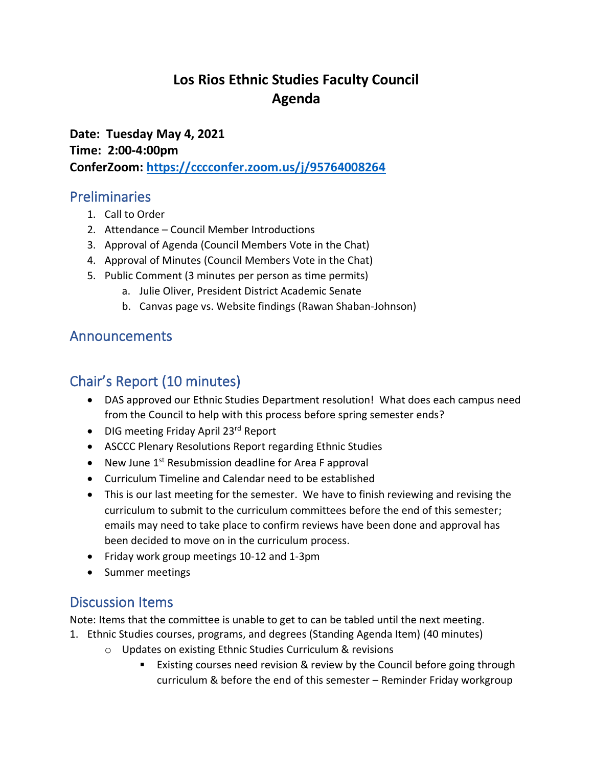# Los Rios Ethnic Studies Faculty Council
# Agenda

**Date: Tuesday May 4, 2021**
**Time: 2:00-4:00pm**
**ConferZoom: https://cccconfer.zoom.us/j/95764008264**

## Preliminaries

1. Call to Order
2. Attendance – Council Member Introductions
3. Approval of Agenda (Council Members Vote in the Chat)
4. Approval of Minutes (Council Members Vote in the Chat)
5. Public Comment (3 minutes per person as time permits)
   a. Julie Oliver, President District Academic Senate
   b. Canvas page vs. Website findings (Rawan Shaban-Johnson)

## Announcements

## Chair's Report (10 minutes)

- DAS approved our Ethnic Studies Department resolution! What does each campus need from the Council to help with this process before spring semester ends?
- DIG meeting Friday April 23rd Report
- ASCCC Plenary Resolutions Report regarding Ethnic Studies
- New June 1st Resubmission deadline for Area F approval
- Curriculum Timeline and Calendar need to be established
- This is our last meeting for the semester. We have to finish reviewing and revising the curriculum to submit to the curriculum committees before the end of this semester; emails may need to take place to confirm reviews have been done and approval has been decided to move on in the curriculum process.
- Friday work group meetings 10-12 and 1-3pm
- Summer meetings

## Discussion Items

Note: Items that the committee is unable to get to can be tabled until the next meeting.

1. Ethnic Studies courses, programs, and degrees (Standing Agenda Item) (40 minutes)
   - Updates on existing Ethnic Studies Curriculum & revisions
     - Existing courses need revision & review by the Council before going through curriculum & before the end of this semester – Reminder Friday workgroup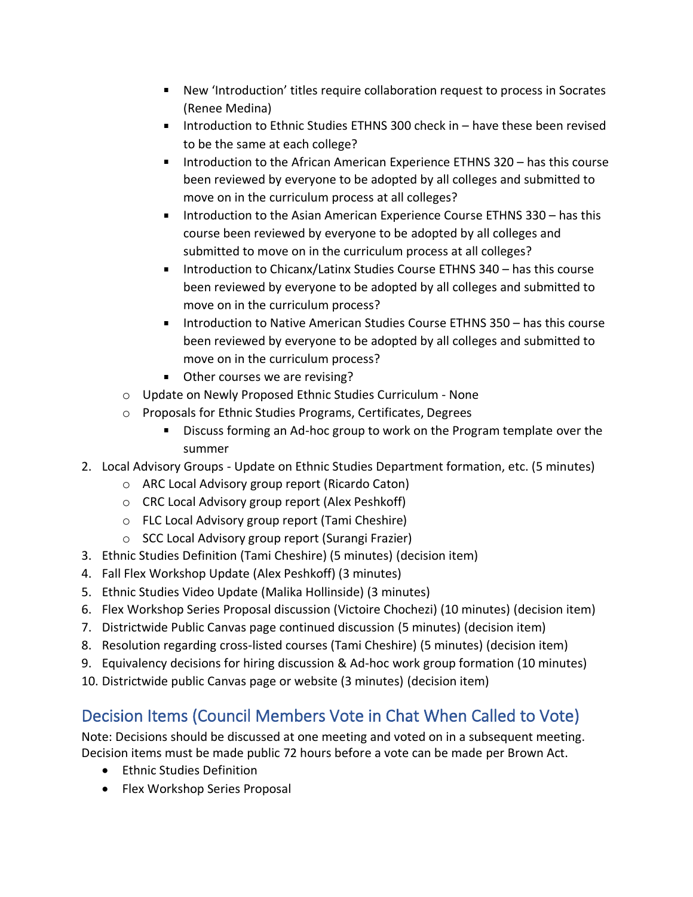- New 'Introduction' titles require collaboration request to process in Socrates (Renee Medina)
        - Introduction to Ethnic Studies ETHNS 300 check in – have these been revised to be the same at each college?
        - Introduction to the African American Experience ETHNS 320 – has this course been reviewed by everyone to be adopted by all colleges and submitted to move on in the curriculum process at all colleges?
        - Introduction to the Asian American Experience Course ETHNS 330 – has this course been reviewed by everyone to be adopted by all colleges and submitted to move on in the curriculum process at all colleges?
        - Introduction to Chicanx/Latinx Studies Course ETHNS 340 – has this course been reviewed by everyone to be adopted by all colleges and submitted to move on in the curriculum process?
        - Introduction to Native American Studies Course ETHNS 350 – has this course been reviewed by everyone to be adopted by all colleges and submitted to move on in the curriculum process?
        - Other courses we are revising?
    - Update on Newly Proposed Ethnic Studies Curriculum - None
    - Proposals for Ethnic Studies Programs, Certificates, Degrees
        - Discuss forming an Ad-hoc group to work on the Program template over the summer

2. Local Advisory Groups - Update on Ethnic Studies Department formation, etc. (5 minutes)
    - ARC Local Advisory group report (Ricardo Caton)
    - CRC Local Advisory group report (Alex Peshkoff)
    - FLC Local Advisory group report (Tami Cheshire)
    - SCC Local Advisory group report (Surangi Frazier)
3. Ethnic Studies Definition (Tami Cheshire) (5 minutes) (decision item)
4. Fall Flex Workshop Update (Alex Peshkoff) (3 minutes)
5. Ethnic Studies Video Update (Malika Hollinside) (3 minutes)
6. Flex Workshop Series Proposal discussion (Victoire Chochezi) (10 minutes) (decision item)
7. Districtwide Public Canvas page continued discussion (5 minutes) (decision item)
8. Resolution regarding cross-listed courses (Tami Cheshire) (5 minutes) (decision item)
9. Equivalency decisions for hiring discussion & Ad-hoc work group formation (10 minutes)
10. Districtwide public Canvas page or website (3 minutes) (decision item)

## Decision Items (Council Members Vote in Chat When Called to Vote)

Note: Decisions should be discussed at one meeting and voted on in a subsequent meeting. Decision items must be made public 72 hours before a vote can be made per Brown Act.

- Ethnic Studies Definition
- Flex Workshop Series Proposal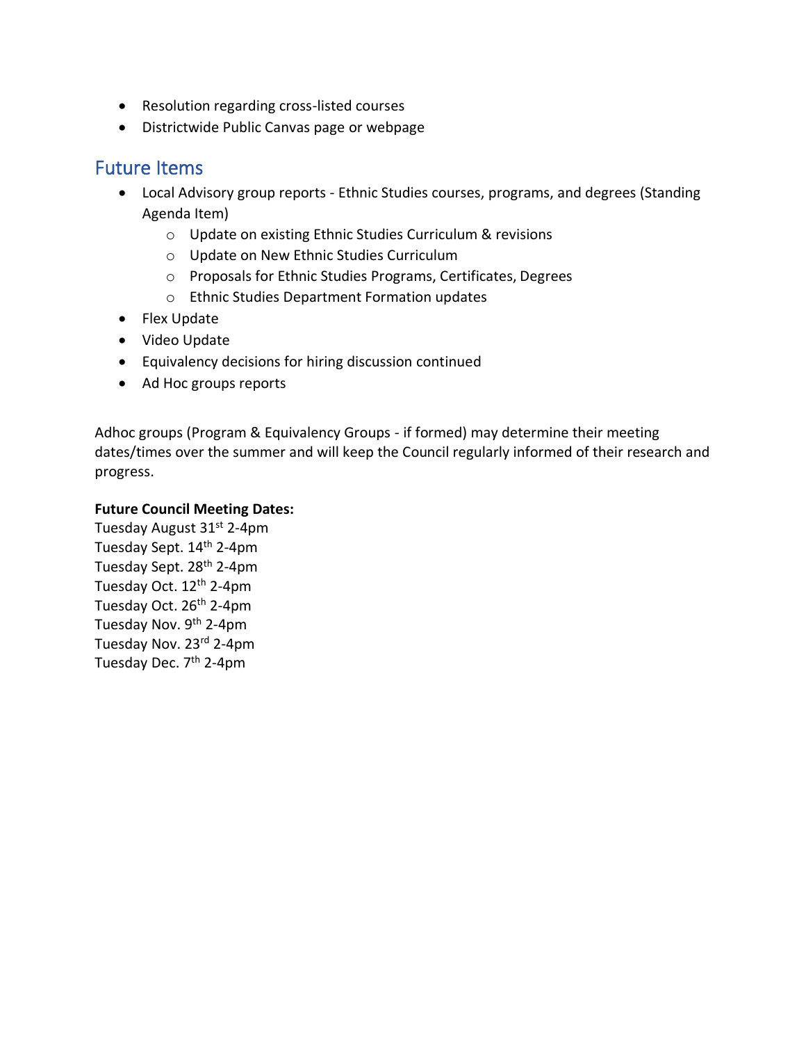- Resolution regarding cross-listed courses
- Districtwide Public Canvas page or webpage

## Future Items

- Local Advisory group reports - Ethnic Studies courses, programs, and degrees (Standing Agenda Item)
    - Update on existing Ethnic Studies Curriculum & revisions
    - Update on New Ethnic Studies Curriculum
    - Proposals for Ethnic Studies Programs, Certificates, Degrees
    - Ethnic Studies Department Formation updates
- Flex Update
- Video Update
- Equivalency decisions for hiring discussion continued
- Ad Hoc groups reports

Adhoc groups (Program & Equivalency Groups - if formed) may determine their meeting dates/times over the summer and will keep the Council regularly informed of their research and progress.

**Future Council Meeting Dates:**
Tuesday August 31st 2-4pm
Tuesday Sept. 14th 2-4pm
Tuesday Sept. 28th 2-4pm
Tuesday Oct. 12th 2-4pm
Tuesday Oct. 26th 2-4pm
Tuesday Nov. 9th 2-4pm
Tuesday Nov. 23rd 2-4pm
Tuesday Dec. 7th 2-4pm